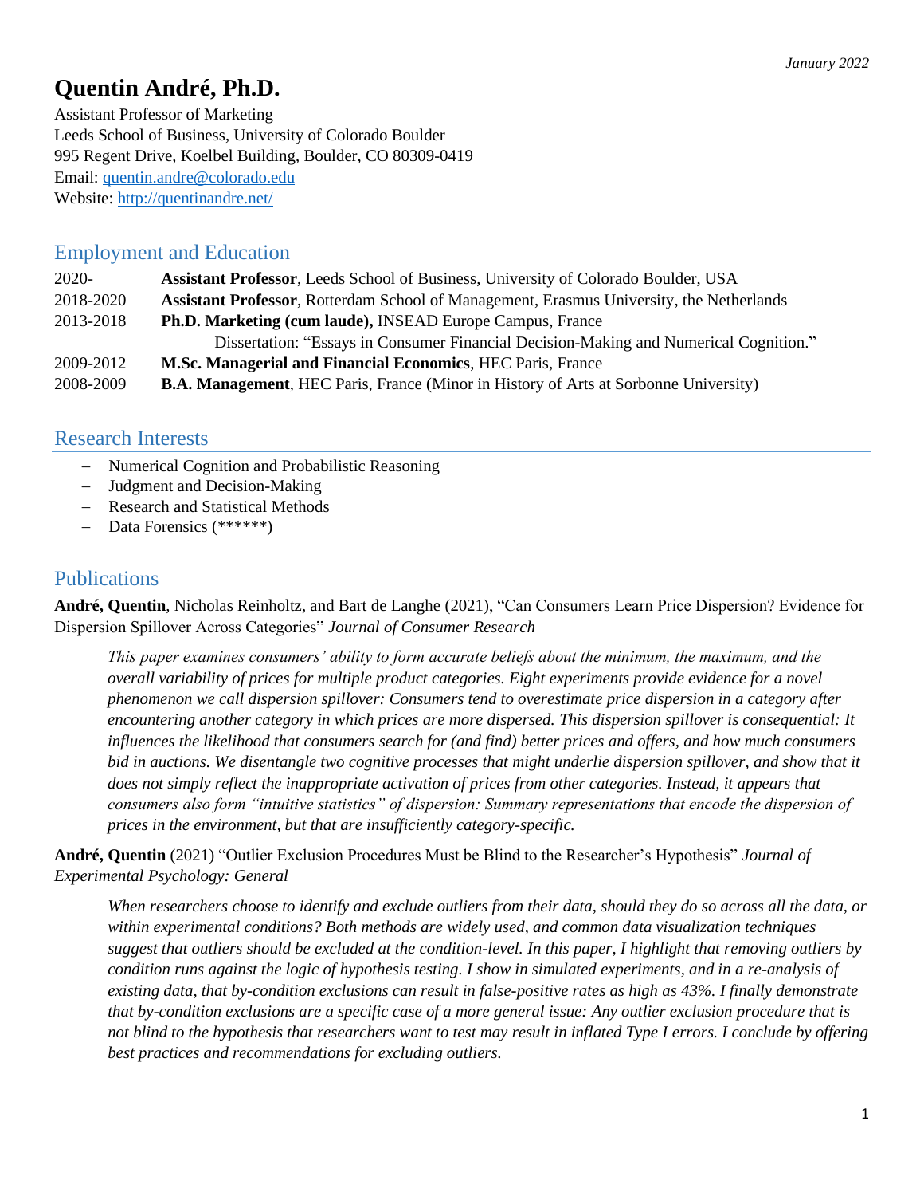January 2022

# Quentin André, Ph.D.

Assistant Professor of Marketing
Leeds School of Business, University of Colorado Boulder
995 Regent Drive, Koelbel Building, Boulder, CO 80309-0419
Email: quentin.andre@colorado.edu
Website: http://quentinandre.net/

## Employment and Education

| | |
|---|---|
| 2020- | **Assistant Professor**, Leeds School of Business, University of Colorado Boulder, USA |
| 2018-2020 | **Assistant Professor**, Rotterdam School of Management, Erasmus University, the Netherlands |
| 2013-2018 | **Ph.D. Marketing (cum laude),** INSEAD Europe Campus, France<br>Dissertation: "Essays in Consumer Financial Decision-Making and Numerical Cognition." |
| 2009-2012 | **M.Sc. Managerial and Financial Economics**, HEC Paris, France |
| 2008-2009 | **B.A. Management**, HEC Paris, France (Minor in History of Arts at Sorbonne University) |

## Research Interests

- Numerical Cognition and Probabilistic Reasoning
- Judgment and Decision-Making
- Research and Statistical Methods
- Data Forensics (******)

## Publications

**André, Quentin**, Nicholas Reinholtz, and Bart de Langhe (2021), "Can Consumers Learn Price Dispersion? Evidence for Dispersion Spillover Across Categories" *Journal of Consumer Research*

> *This paper examines consumers' ability to form accurate beliefs about the minimum, the maximum, and the overall variability of prices for multiple product categories. Eight experiments provide evidence for a novel phenomenon we call dispersion spillover: Consumers tend to overestimate price dispersion in a category after encountering another category in which prices are more dispersed. This dispersion spillover is consequential: It influences the likelihood that consumers search for (and find) better prices and offers, and how much consumers bid in auctions. We disentangle two cognitive processes that might underlie dispersion spillover, and show that it does not simply reflect the inappropriate activation of prices from other categories. Instead, it appears that consumers also form "intuitive statistics" of dispersion: Summary representations that encode the dispersion of prices in the environment, but that are insufficiently category-specific.*

**André, Quentin** (2021) "Outlier Exclusion Procedures Must be Blind to the Researcher's Hypothesis" *Journal of Experimental Psychology: General*

> *When researchers choose to identify and exclude outliers from their data, should they do so across all the data, or within experimental conditions? Both methods are widely used, and common data visualization techniques suggest that outliers should be excluded at the condition-level. In this paper, I highlight that removing outliers by condition runs against the logic of hypothesis testing. I show in simulated experiments, and in a re-analysis of existing data, that by-condition exclusions can result in false-positive rates as high as 43%. I finally demonstrate that by-condition exclusions are a specific case of a more general issue: Any outlier exclusion procedure that is not blind to the hypothesis that researchers want to test may result in inflated Type I errors. I conclude by offering best practices and recommendations for excluding outliers.*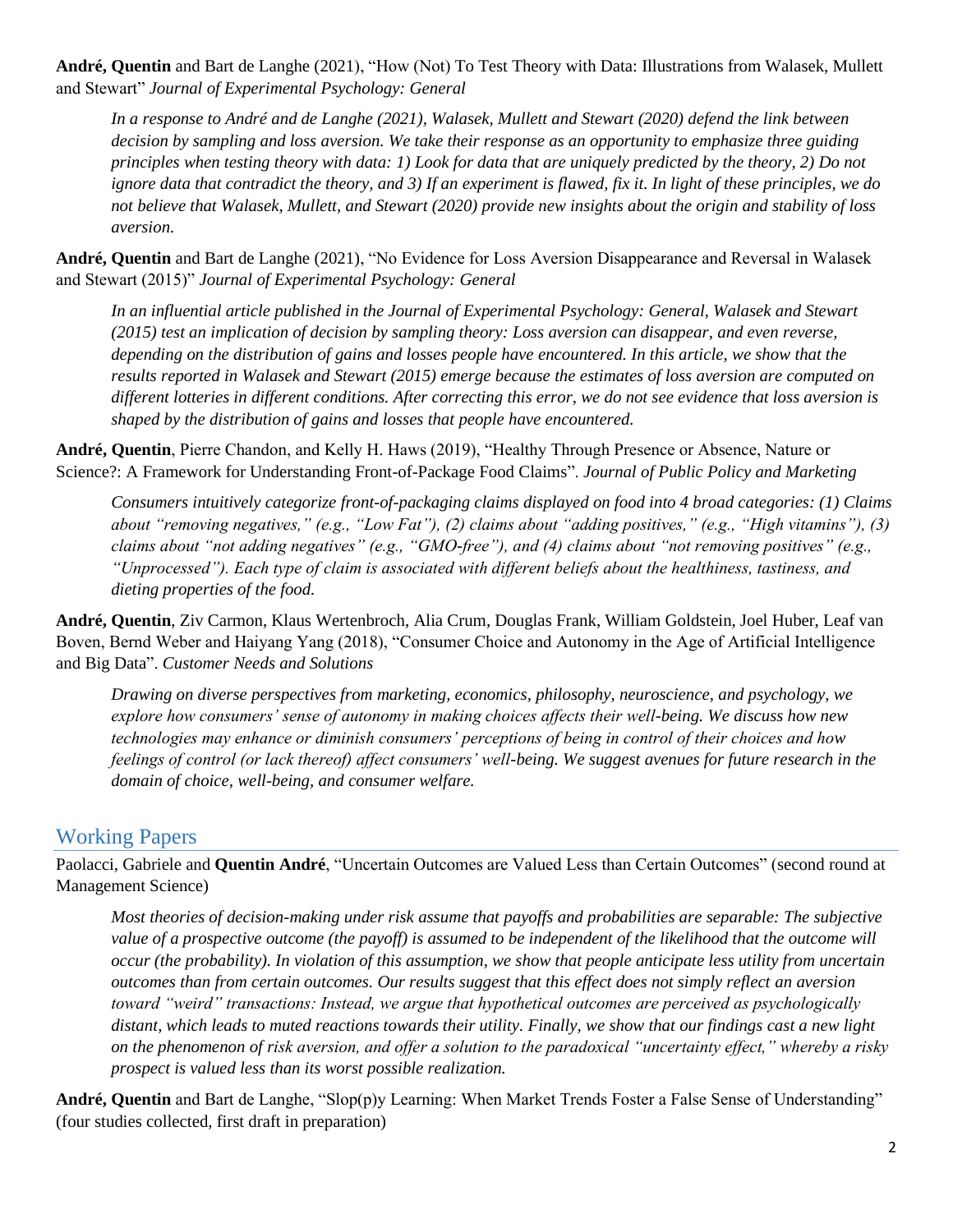**André, Quentin** and Bart de Langhe (2021), "How (Not) To Test Theory with Data: Illustrations from Walasek, Mullett and Stewart" *Journal of Experimental Psychology: General*

> *In a response to André and de Langhe (2021), Walasek, Mullett and Stewart (2020) defend the link between decision by sampling and loss aversion. We take their response as an opportunity to emphasize three guiding principles when testing theory with data: 1) Look for data that are uniquely predicted by the theory, 2) Do not ignore data that contradict the theory, and 3) If an experiment is flawed, fix it. In light of these principles, we do not believe that Walasek, Mullett, and Stewart (2020) provide new insights about the origin and stability of loss aversion.*

**André, Quentin** and Bart de Langhe (2021), "No Evidence for Loss Aversion Disappearance and Reversal in Walasek and Stewart (2015)" *Journal of Experimental Psychology: General*

> *In an influential article published in the Journal of Experimental Psychology: General, Walasek and Stewart (2015) test an implication of decision by sampling theory: Loss aversion can disappear, and even reverse, depending on the distribution of gains and losses people have encountered. In this article, we show that the results reported in Walasek and Stewart (2015) emerge because the estimates of loss aversion are computed on different lotteries in different conditions. After correcting this error, we do not see evidence that loss aversion is shaped by the distribution of gains and losses that people have encountered.*

**André, Quentin**, Pierre Chandon, and Kelly H. Haws (2019), "Healthy Through Presence or Absence, Nature or Science?: A Framework for Understanding Front-of-Package Food Claims". *Journal of Public Policy and Marketing*

> *Consumers intuitively categorize front-of-packaging claims displayed on food into 4 broad categories: (1) Claims about "removing negatives," (e.g., "Low Fat"), (2) claims about "adding positives," (e.g., "High vitamins"), (3) claims about "not adding negatives" (e.g., "GMO-free"), and (4) claims about "not removing positives" (e.g., "Unprocessed"). Each type of claim is associated with different beliefs about the healthiness, tastiness, and dieting properties of the food.*

**André, Quentin**, Ziv Carmon, Klaus Wertenbroch, Alia Crum, Douglas Frank, William Goldstein, Joel Huber, Leaf van Boven, Bernd Weber and Haiyang Yang (2018), "Consumer Choice and Autonomy in the Age of Artificial Intelligence and Big Data". *Customer Needs and Solutions*

> *Drawing on diverse perspectives from marketing, economics, philosophy, neuroscience, and psychology, we explore how consumers' sense of autonomy in making choices affects their well-being. We discuss how new technologies may enhance or diminish consumers' perceptions of being in control of their choices and how feelings of control (or lack thereof) affect consumers' well-being. We suggest avenues for future research in the domain of choice, well-being, and consumer welfare.*

## Working Papers

Paolacci, Gabriele and **Quentin André**, "Uncertain Outcomes are Valued Less than Certain Outcomes" (second round at Management Science)

> *Most theories of decision-making under risk assume that payoffs and probabilities are separable: The subjective value of a prospective outcome (the payoff) is assumed to be independent of the likelihood that the outcome will occur (the probability). In violation of this assumption, we show that people anticipate less utility from uncertain outcomes than from certain outcomes. Our results suggest that this effect does not simply reflect an aversion toward "weird" transactions: Instead, we argue that hypothetical outcomes are perceived as psychologically distant, which leads to muted reactions towards their utility. Finally, we show that our findings cast a new light on the phenomenon of risk aversion, and offer a solution to the paradoxical "uncertainty effect," whereby a risky prospect is valued less than its worst possible realization.*

**André, Quentin** and Bart de Langhe, "Slop(p)y Learning: When Market Trends Foster a False Sense of Understanding" (four studies collected, first draft in preparation)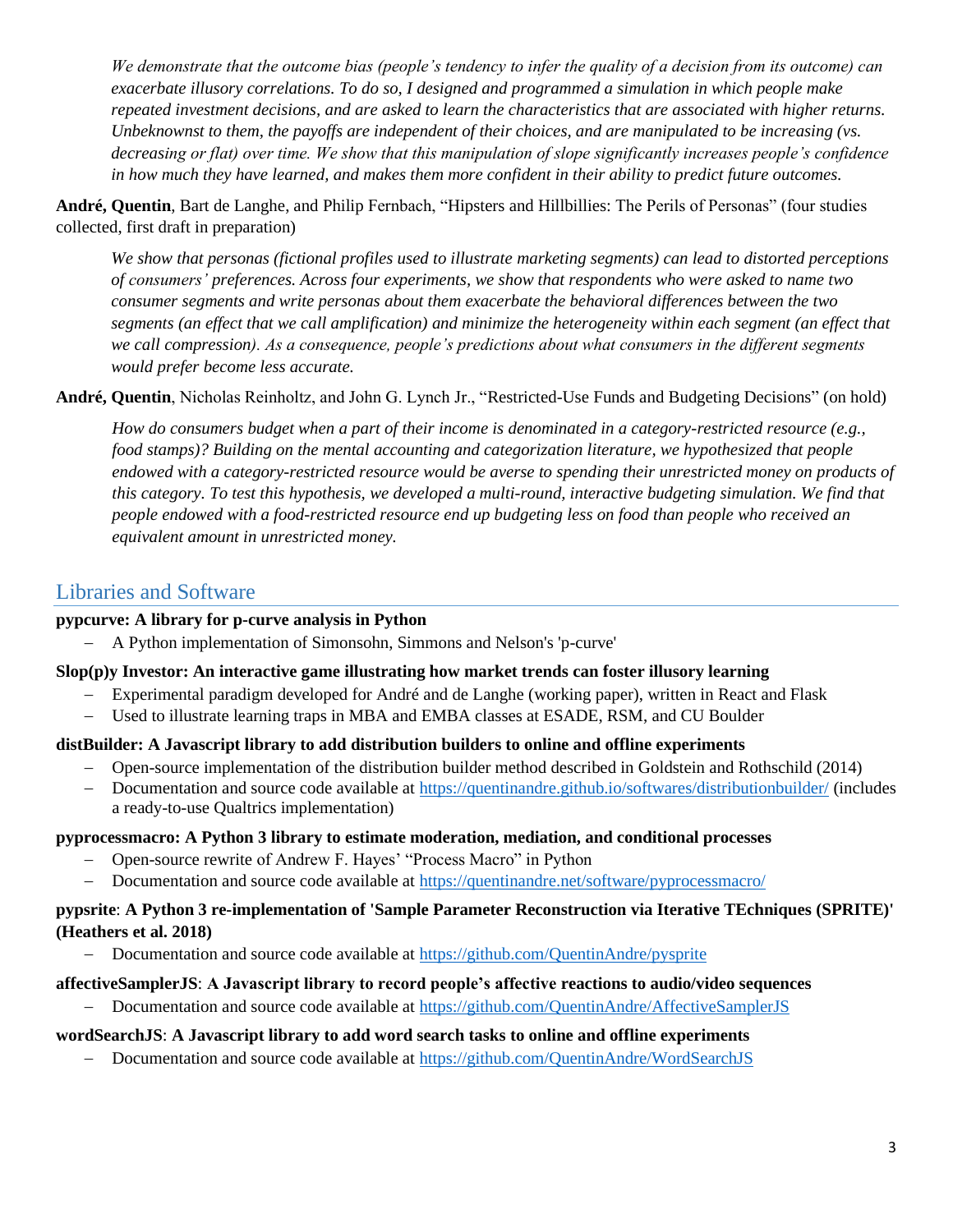*We demonstrate that the outcome bias (people's tendency to infer the quality of a decision from its outcome) can exacerbate illusory correlations. To do so, I designed and programmed a simulation in which people make repeated investment decisions, and are asked to learn the characteristics that are associated with higher returns. Unbeknownst to them, the payoffs are independent of their choices, and are manipulated to be increasing (vs. decreasing or flat) over time. We show that this manipulation of slope significantly increases people's confidence in how much they have learned, and makes them more confident in their ability to predict future outcomes.*

**André, Quentin**, Bart de Langhe, and Philip Fernbach, "Hipsters and Hillbillies: The Perils of Personas" (four studies collected, first draft in preparation)

*We show that personas (fictional profiles used to illustrate marketing segments) can lead to distorted perceptions of consumers' preferences. Across four experiments, we show that respondents who were asked to name two consumer segments and write personas about them exacerbate the behavioral differences between the two segments (an effect that we call amplification) and minimize the heterogeneity within each segment (an effect that we call compression). As a consequence, people's predictions about what consumers in the different segments would prefer become less accurate.*

**André, Quentin**, Nicholas Reinholtz, and John G. Lynch Jr., "Restricted-Use Funds and Budgeting Decisions" (on hold)

*How do consumers budget when a part of their income is denominated in a category-restricted resource (e.g., food stamps)? Building on the mental accounting and categorization literature, we hypothesized that people endowed with a category-restricted resource would be averse to spending their unrestricted money on products of this category. To test this hypothesis, we developed a multi-round, interactive budgeting simulation. We find that people endowed with a food-restricted resource end up budgeting less on food than people who received an equivalent amount in unrestricted money.*

## Libraries and Software

**pypcurve: A library for p-curve analysis in Python**

- A Python implementation of Simonsohn, Simmons and Nelson's 'p-curve'

**Slop(p)y Investor: An interactive game illustrating how market trends can foster illusory learning**

- Experimental paradigm developed for André and de Langhe (working paper), written in React and Flask
- Used to illustrate learning traps in MBA and EMBA classes at ESADE, RSM, and CU Boulder

**distBuilder: A Javascript library to add distribution builders to online and offline experiments**

- Open-source implementation of the distribution builder method described in Goldstein and Rothschild (2014)
- Documentation and source code available at https://quentinandre.github.io/softwares/distributionbuilder/ (includes a ready-to-use Qualtrics implementation)

**pyprocessmacro: A Python 3 library to estimate moderation, mediation, and conditional processes**

- Open-source rewrite of Andrew F. Hayes' "Process Macro" in Python
- Documentation and source code available at https://quentinandre.net/software/pyprocessmacro/

**pypsrite**: **A Python 3 re-implementation of 'Sample Parameter Reconstruction via Iterative TEchniques (SPRITE)' (Heathers et al. 2018)**

- Documentation and source code available at https://github.com/QuentinAndre/pysprite

**affectiveSamplerJS**: **A Javascript library to record people's affective reactions to audio/video sequences**

- Documentation and source code available at https://github.com/QuentinAndre/AffectiveSamplerJS

**wordSearchJS**: **A Javascript library to add word search tasks to online and offline experiments**

- Documentation and source code available at https://github.com/QuentinAndre/WordSearchJS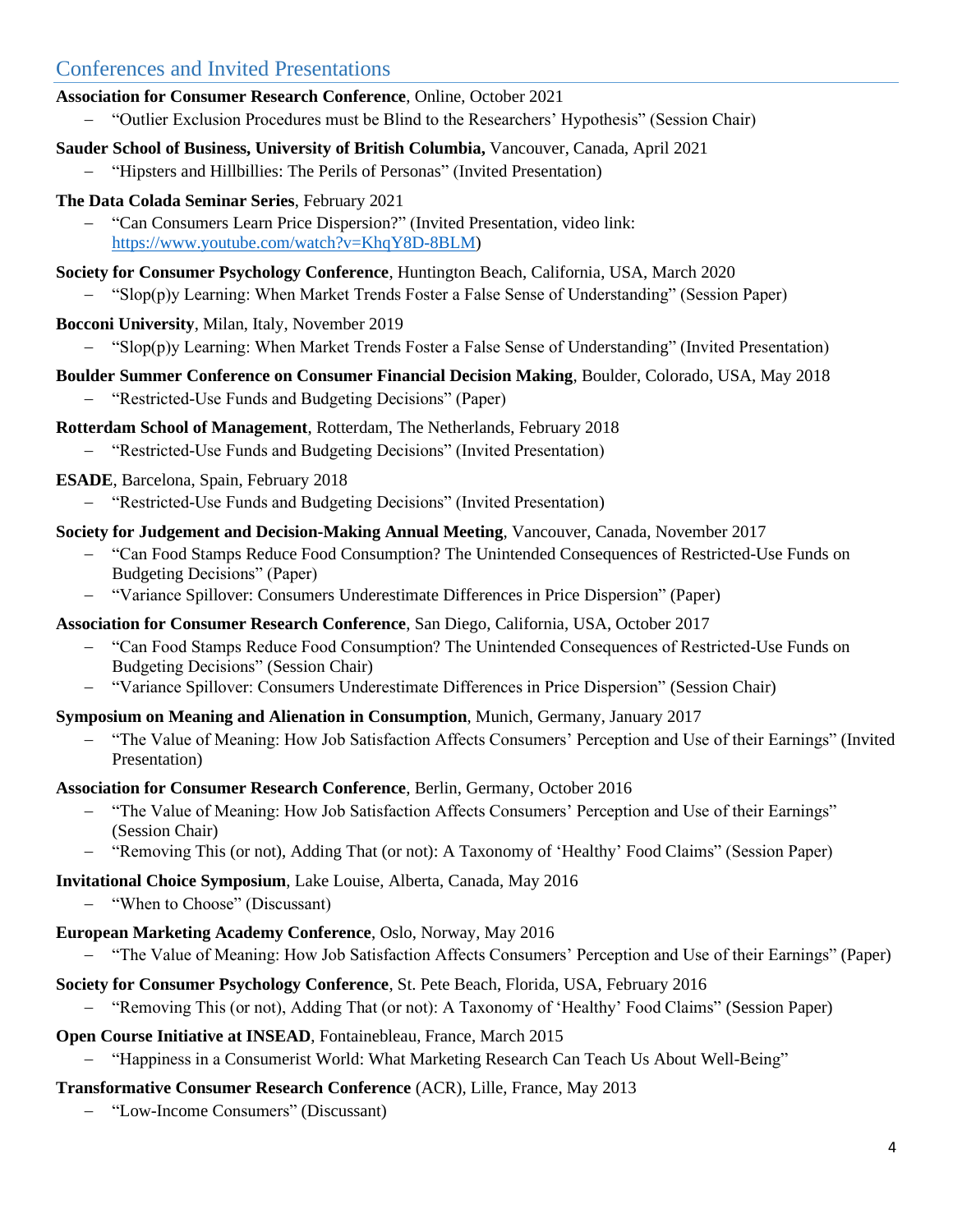## Conferences and Invited Presentations

**Association for Consumer Research Conference**, Online, October 2021

- “Outlier Exclusion Procedures must be Blind to the Researchers’ Hypothesis” (Session Chair)

**Sauder School of Business, University of British Columbia,** Vancouver, Canada, April 2021

- “Hipsters and Hillbillies: The Perils of Personas” (Invited Presentation)

**The Data Colada Seminar Series**, February 2021

- “Can Consumers Learn Price Dispersion?” (Invited Presentation, video link: https://www.youtube.com/watch?v=KhqY8D-8BLM)

**Society for Consumer Psychology Conference**, Huntington Beach, California, USA, March 2020

- “Slop(p)y Learning: When Market Trends Foster a False Sense of Understanding” (Session Paper)

**Bocconi University**, Milan, Italy, November 2019

- “Slop(p)y Learning: When Market Trends Foster a False Sense of Understanding” (Invited Presentation)

**Boulder Summer Conference on Consumer Financial Decision Making**, Boulder, Colorado, USA, May 2018

- “Restricted-Use Funds and Budgeting Decisions” (Paper)

**Rotterdam School of Management**, Rotterdam, The Netherlands, February 2018

- “Restricted-Use Funds and Budgeting Decisions” (Invited Presentation)

**ESADE**, Barcelona, Spain, February 2018

- “Restricted-Use Funds and Budgeting Decisions” (Invited Presentation)

**Society for Judgement and Decision-Making Annual Meeting**, Vancouver, Canada, November 2017

- “Can Food Stamps Reduce Food Consumption? The Unintended Consequences of Restricted-Use Funds on Budgeting Decisions” (Paper)
- “Variance Spillover: Consumers Underestimate Differences in Price Dispersion” (Paper)

**Association for Consumer Research Conference**, San Diego, California, USA, October 2017

- “Can Food Stamps Reduce Food Consumption? The Unintended Consequences of Restricted-Use Funds on Budgeting Decisions” (Session Chair)
- “Variance Spillover: Consumers Underestimate Differences in Price Dispersion” (Session Chair)

**Symposium on Meaning and Alienation in Consumption**, Munich, Germany, January 2017

- “The Value of Meaning: How Job Satisfaction Affects Consumers’ Perception and Use of their Earnings” (Invited Presentation)

**Association for Consumer Research Conference**, Berlin, Germany, October 2016

- “The Value of Meaning: How Job Satisfaction Affects Consumers’ Perception and Use of their Earnings” (Session Chair)
- “Removing This (or not), Adding That (or not): A Taxonomy of ‘Healthy’ Food Claims” (Session Paper)

**Invitational Choice Symposium**, Lake Louise, Alberta, Canada, May 2016

- “When to Choose” (Discussant)

**European Marketing Academy Conference**, Oslo, Norway, May 2016

- “The Value of Meaning: How Job Satisfaction Affects Consumers’ Perception and Use of their Earnings” (Paper)

**Society for Consumer Psychology Conference**, St. Pete Beach, Florida, USA, February 2016

- “Removing This (or not), Adding That (or not): A Taxonomy of ‘Healthy’ Food Claims” (Session Paper)

**Open Course Initiative at INSEAD**, Fontainebleau, France, March 2015

- “Happiness in a Consumerist World: What Marketing Research Can Teach Us About Well-Being”

**Transformative Consumer Research Conference** (ACR), Lille, France, May 2013

- “Low-Income Consumers” (Discussant)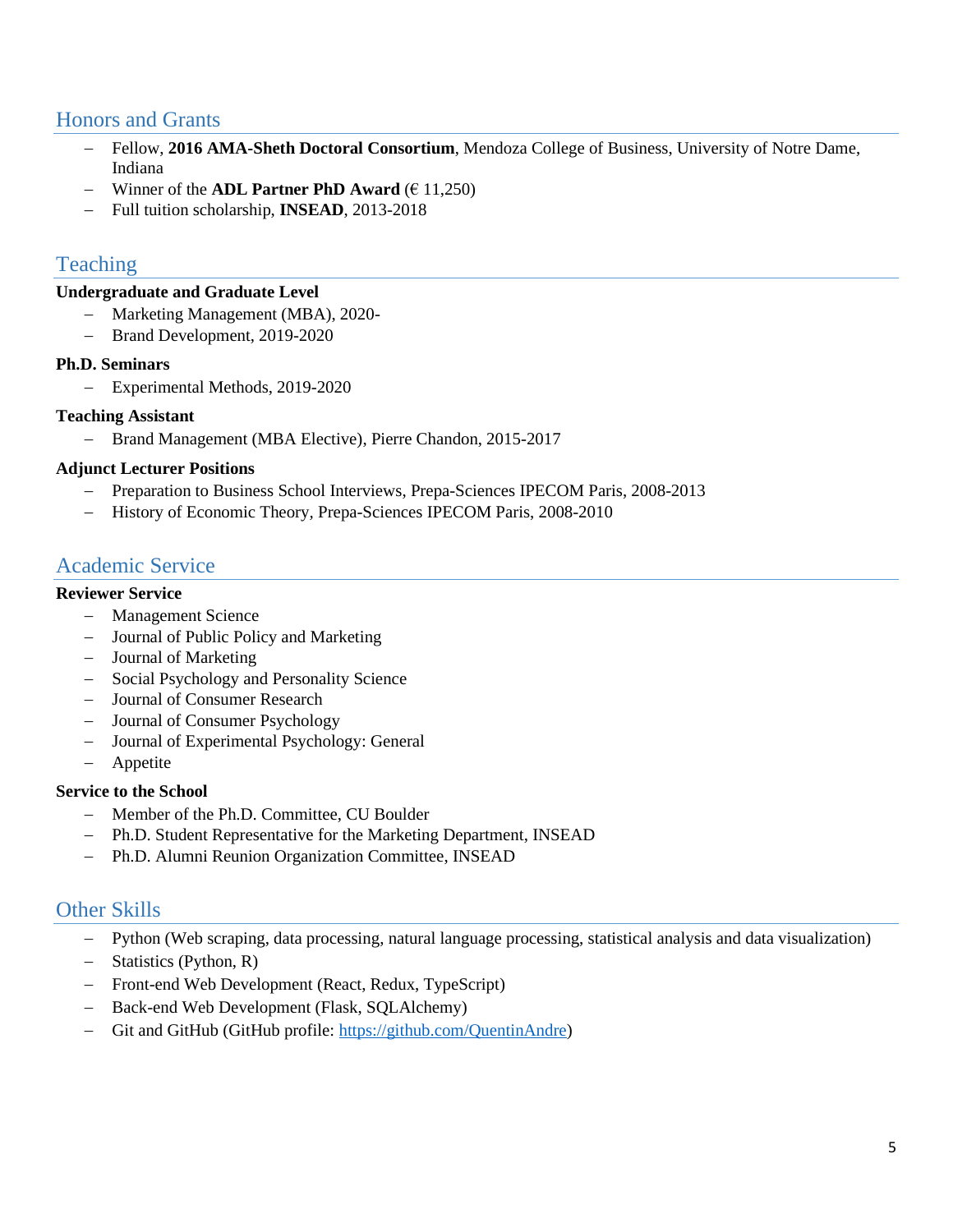## Honors and Grants

- Fellow, **2016 AMA-Sheth Doctoral Consortium**, Mendoza College of Business, University of Notre Dame, Indiana
- Winner of the **ADL Partner PhD Award** (€ 11,250)
- Full tuition scholarship, **INSEAD**, 2013-2018

## Teaching

**Undergraduate and Graduate Level**

- Marketing Management (MBA), 2020-
- Brand Development, 2019-2020

**Ph.D. Seminars**

- Experimental Methods, 2019-2020

**Teaching Assistant**

- Brand Management (MBA Elective), Pierre Chandon, 2015-2017

**Adjunct Lecturer Positions**

- Preparation to Business School Interviews, Prepa-Sciences IPECOM Paris, 2008-2013
- History of Economic Theory, Prepa-Sciences IPECOM Paris, 2008-2010

## Academic Service

**Reviewer Service**

- Management Science
- Journal of Public Policy and Marketing
- Journal of Marketing
- Social Psychology and Personality Science
- Journal of Consumer Research
- Journal of Consumer Psychology
- Journal of Experimental Psychology: General
- Appetite

**Service to the School**

- Member of the Ph.D. Committee, CU Boulder
- Ph.D. Student Representative for the Marketing Department, INSEAD
- Ph.D. Alumni Reunion Organization Committee, INSEAD

## Other Skills

- Python (Web scraping, data processing, natural language processing, statistical analysis and data visualization)
- Statistics (Python, R)
- Front-end Web Development (React, Redux, TypeScript)
- Back-end Web Development (Flask, SQLAlchemy)
- Git and GitHub (GitHub profile: [https://github.com/QuentinAndre](https://github.com/QuentinAndre))